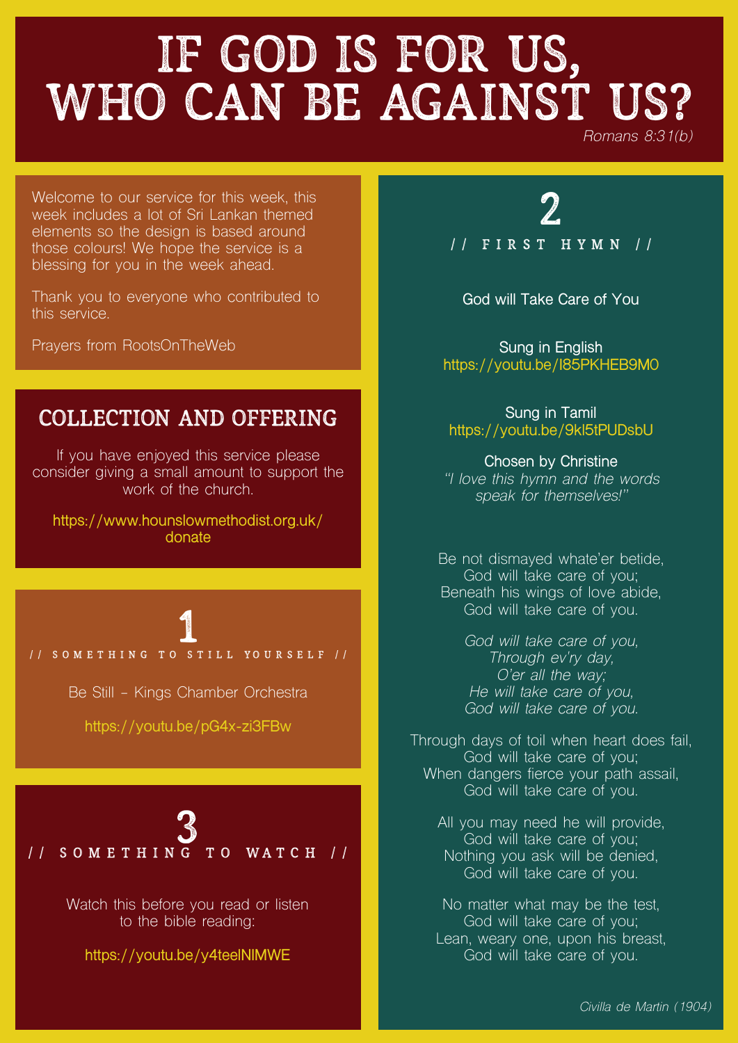# IF GOD IS FOR US, WHO CAN BE AGAINST US?

*Romans 8:31(b)*

Welcome to our service for this week, this week includes a lot of Sri Lankan themed elements so the design is based around those colours! We hope the service is a blessing for you in the week ahead.

Thank you to everyone who contributed to this service.

Prayers from RootsOnTheWeb

## COLLECTION AND OFFERING

If you have enjoyed this service please consider giving a small amount to support the work of the church.

https://www.hounslowmethodist.org.uk/donate

## 1
### // SOMETHING TO STILL YOURSELF //

Be Still - Kings Chamber Orchestra

https://youtu.be/pG4x-zi3FBw

## 2
### // FIRST HYMN //

God will Take Care of You

Sung in English
https://youtu.be/I85PKHEB9M0

Sung in Tamil
https://youtu.be/9kl5tPUDsbU

Chosen by Christine
*"I love this hymn and the words speak for themselves!"*

Be not dismayed whate'er betide,
God will take care of you;
Beneath his wings of love abide,
God will take care of you.

*God will take care of you,*
*Through ev'ry day,*
*O'er all the way;*
*He will take care of you,*
*God will take care of you.*

Through days of toil when heart does fail,
God will take care of you;
When dangers fierce your path assail,
God will take care of you.

All you may need he will provide,
God will take care of you;
Nothing you ask will be denied,
God will take care of you.

No matter what may be the test,
God will take care of you;
Lean, weary one, upon his breast,
God will take care of you.

*Civilla de Martin (1904)*

## 3
### // SOMETHING TO WATCH //

Watch this before you read or listen to the bible reading:

https://youtu.be/y4teelNlMWE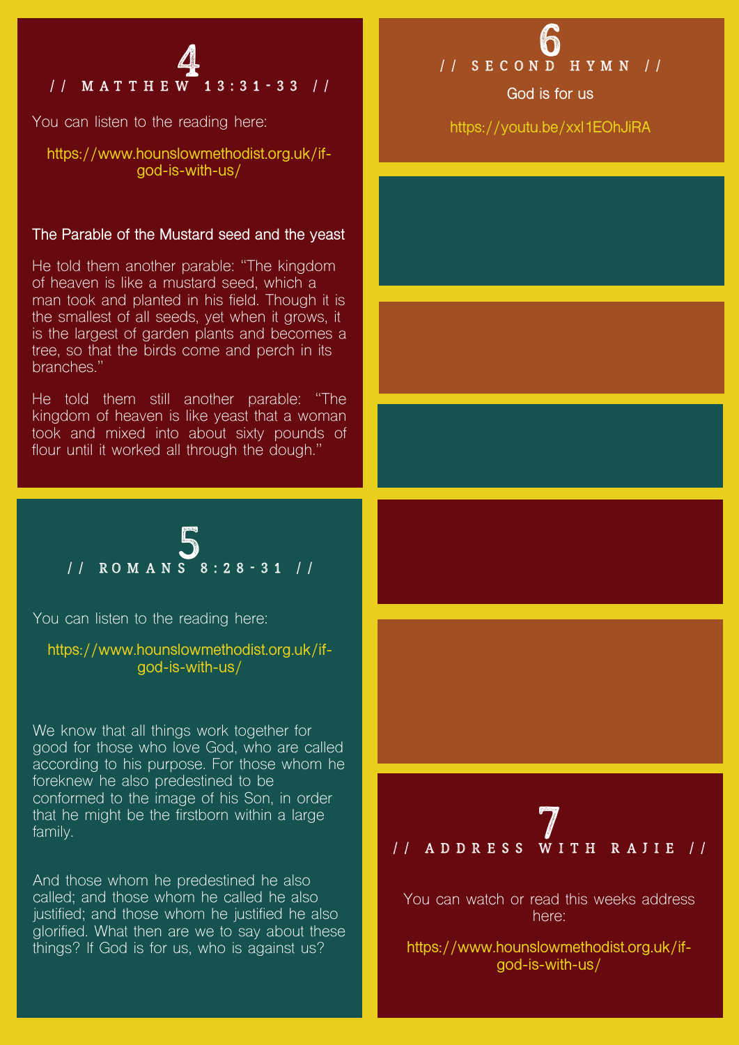## 4
## // MATTHEW 13:31-33 //

You can listen to the reading here:

https://www.hounslowmethodist.org.uk/if-god-is-with-us/

**The Parable of the Mustard seed and the yeast**

He told them another parable: "The kingdom of heaven is like a mustard seed, which a man took and planted in his field. Though it is the smallest of all seeds, yet when it grows, it is the largest of garden plants and becomes a tree, so that the birds come and perch in its branches."

He told them still another parable: "The kingdom of heaven is like yeast that a woman took and mixed into about sixty pounds of flour until it worked all through the dough."

## 5
## // ROMANS 8:28-31 //

You can listen to the reading here:

https://www.hounslowmethodist.org.uk/if-god-is-with-us/

We know that all things work together for good for those who love God, who are called according to his purpose. For those whom he foreknew he also predestined to be conformed to the image of his Son, in order that he might be the firstborn within a large family.

And those whom he predestined he also called; and those whom he called he also justified; and those whom he justified he also glorified. What then are we to say about these things? If God is for us, who is against us?

## 6
## // SECOND HYMN //

God is for us

https://youtu.be/xxI1EOhJiRA

## 7
## // ADDRESS WITH RAJIE //

You can watch or read this weeks address here:

https://www.hounslowmethodist.org.uk/if-god-is-with-us/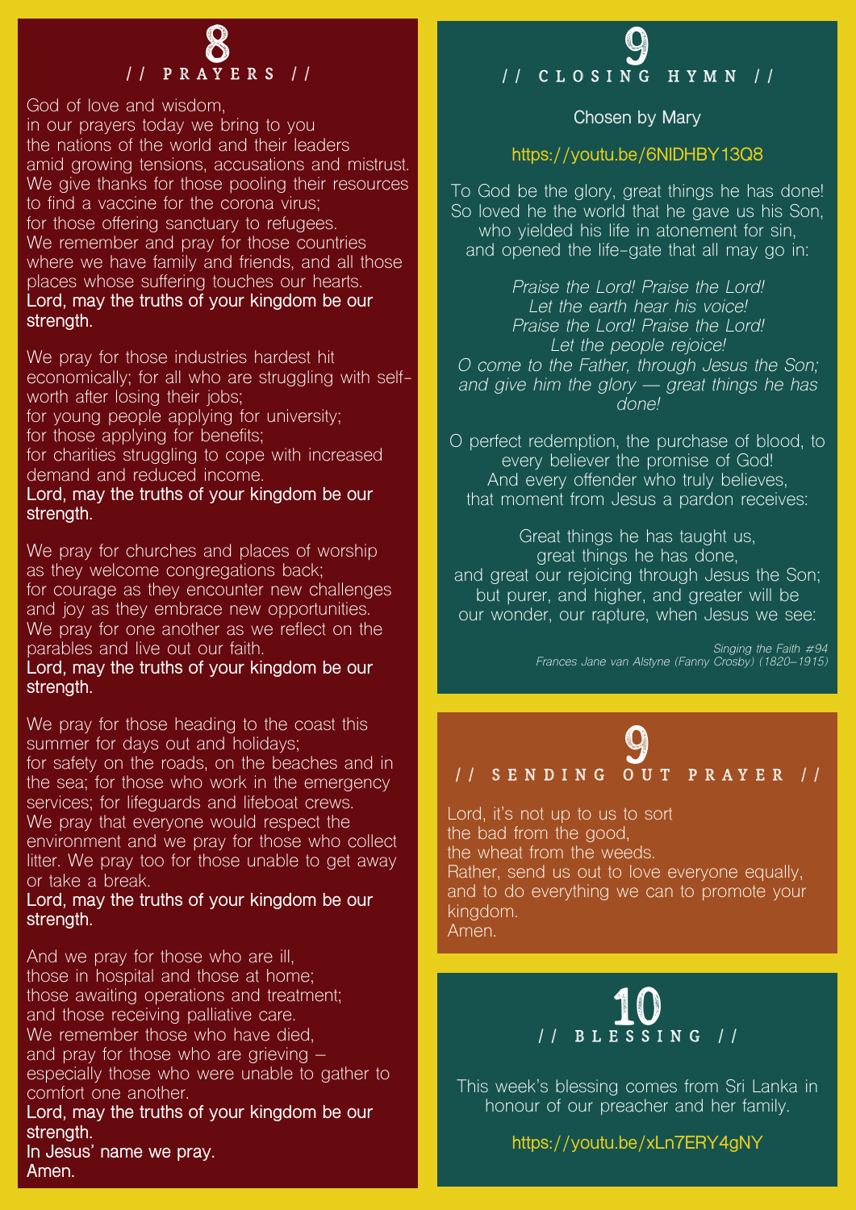## 8
## // PRAYERS //

God of love and wisdom,
in our prayers today we bring to you
the nations of the world and their leaders
amid growing tensions, accusations and mistrust.
We give thanks for those pooling their resources
to find a vaccine for the corona virus;
for those offering sanctuary to refugees.
We remember and pray for those countries
where we have family and friends, and all those
places whose suffering touches our hearts.
**Lord, may the truths of your kingdom be our strength.**

We pray for those industries hardest hit
economically; for all who are struggling with self-worth after losing their jobs;
for young people applying for university;
for those applying for benefits;
for charities struggling to cope with increased
demand and reduced income.
**Lord, may the truths of your kingdom be our strength.**

We pray for churches and places of worship
as they welcome congregations back;
for courage as they encounter new challenges
and joy as they embrace new opportunities.
We pray for one another as we reflect on the
parables and live out our faith.
**Lord, may the truths of your kingdom be our strength.**

We pray for those heading to the coast this
summer for days out and holidays;
for safety on the roads, on the beaches and in
the sea; for those who work in the emergency
services; for lifeguards and lifeboat crews.
We pray that everyone would respect the
environment and we pray for those who collect
litter. We pray too for those unable to get away
or take a break.
**Lord, may the truths of your kingdom be our strength.**

And we pray for those who are ill,
those in hospital and those at home;
those awaiting operations and treatment;
and those receiving palliative care.
We remember those who have died,
and pray for those who are grieving –
especially those who were unable to gather to
comfort one another.
**Lord, may the truths of your kingdom be our strength.**
**In Jesus' name we pray.**
**Amen.**

## 9
## // CLOSING HYMN //

Chosen by Mary

https://youtu.be/6NIDHBY13Q8

To God be the glory, great things he has done!
So loved he the world that he gave us his Son,
who yielded his life in atonement for sin,
and opened the life-gate that all may go in:

*Praise the Lord! Praise the Lord!*
*Let the earth hear his voice!*
*Praise the Lord! Praise the Lord!*
*Let the people rejoice!*
*O come to the Father, through Jesus the Son;*
*and give him the glory — great things he has done!*

O perfect redemption, the purchase of blood, to
every believer the promise of God!
And every offender who truly believes,
that moment from Jesus a pardon receives:

Great things he has taught us,
great things he has done,
and great our rejoicing through Jesus the Son;
but purer, and higher, and greater will be
our wonder, our rapture, when Jesus we see:

*Singing the Faith #94*
*Frances Jane van Alstyne (Fanny Crosby) (1820–1915)*

## 9
## // SENDING OUT PRAYER //

Lord, it's not up to us to sort
the bad from the good,
the wheat from the weeds.
Rather, send us out to love everyone equally,
and to do everything we can to promote your
kingdom.
Amen.

## 10
## // BLESSING //

This week's blessing comes from Sri Lanka in
honour of our preacher and her family.

https://youtu.be/xLn7ERY4gNY